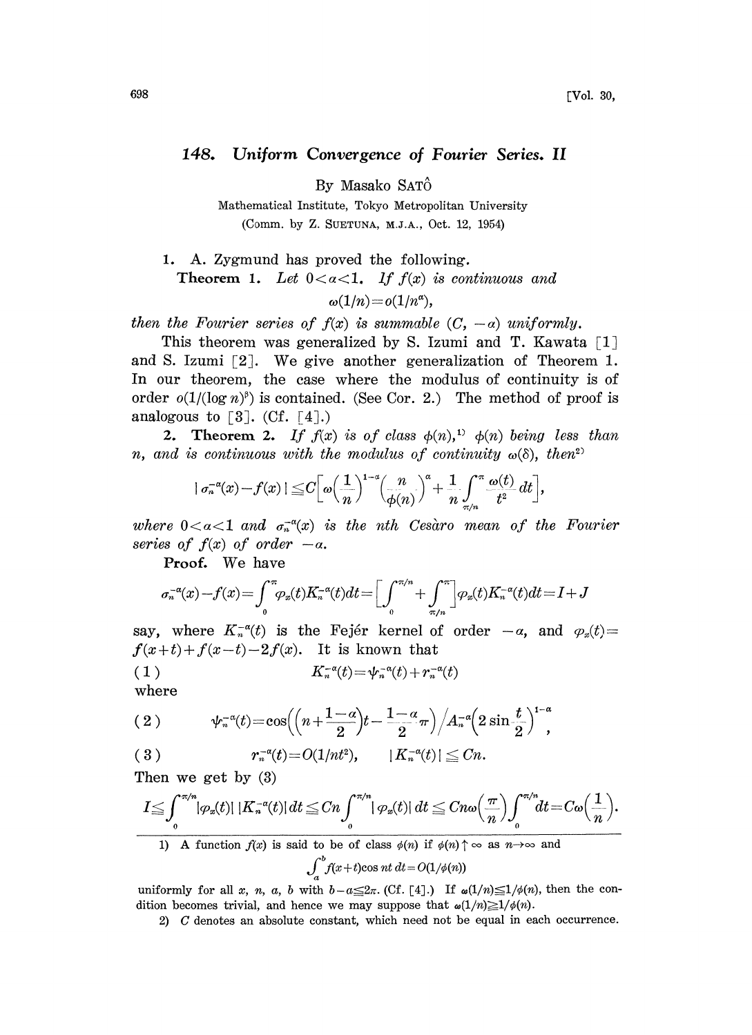# 148. Uniform Convergence of Fourier Series. II

By Masako SATÔ

Mathematical Institute, Tokyo Metropolitan University

(Comm. by Z. SUETUNA, M.J.A., Oct. 12, 1954)

1. A. Zygmund has proved the following.

**Theorem 1.** *Let $0<\alpha<1$. If $f(x)$ is continuous and*

$$\omega(1/n)=o(1/n^{\alpha}),$$

*then the Fourier series of $f(x)$ is summable $(C, -\alpha)$ uniformly.*

This theorem was generalized by S. Izumi and T. Kawata [1] and S. Izumi [2]. We give another generalization of Theorem 1. In our theorem, the case where the modulus of continuity is of order $o(1/(\log n)^{\beta})$ is contained. (See Cor. 2.) The method of proof is analogous to [3]. (Cf. [4].)

2. **Theorem 2.** *If $f(x)$ is of class $\phi(n)$,[1] $\phi(n)$ being less than $n$, and is continuous with the modulus of continuity $\omega(\delta)$, then*[2]

$$|\sigma_n^{-\alpha}(x)-f(x)|\leqq C\Big[\omega\Big(\frac{1}{n}\Big)^{1-\alpha}\Big(\frac{n}{\phi(n)}\Big)^{\alpha}+\frac{1}{n}\int_{\pi/n}^{\pi}\frac{\omega(t)}{t^2}dt\Big],$$

*where $0<\alpha<1$ and $\sigma_n^{-\alpha}(x)$ is the $n$th Cesàro mean of the Fourier series of $f(x)$ of order $-\alpha$.*

**Proof.** We have

$$\sigma_n^{-\alpha}(x)-f(x)=\int_0^{\pi}\varphi_x(t)K_n^{-\alpha}(t)dt=\Big[\int_0^{\pi/n}+\int_{\pi/n}^{\pi}\Big]\varphi_x(t)K_n^{-\alpha}(t)dt=I+J$$

say, where $K_n^{-\alpha}(t)$ is the Fejér kernel of order $-\alpha$, and $\varphi_x(t)=f(x+t)+f(x-t)-2f(x)$. It is known that

$$K_n^{-\alpha}(t)=\psi_n^{-\alpha}(t)+r_n^{-\alpha}(t) \tag{1}$$

where

$$\psi_n^{-\alpha}(t)=\cos\Big(\Big(n+\frac{1-\alpha}{2}\Big)t-\frac{1-\alpha}{2}\pi\Big)\Big/A_n^{-\alpha}\Big(2\sin\frac{t}{2}\Big)^{1-\alpha}, \tag{2}$$

$$r_n^{-\alpha}(t)=O(1/nt^2),\qquad |K_n^{-\alpha}(t)|\leqq Cn. \tag{3}$$

Then we get by (3)

$$I\leqq\int_0^{\pi/n}|\varphi_x(t)|\,|K_n^{-\alpha}(t)|dt\leqq Cn\int_0^{\pi/n}|\varphi_x(t)|\,dt\leqq Cn\omega\Big(\frac{\pi}{n}\Big)\int_0^{\pi/n}dt=C\omega\Big(\frac{1}{n}\Big).$$

---

1) A function $f(x)$ is said to be of class $\phi(n)$ if $\phi(n)\uparrow\infty$ as $n\to\infty$ and

$$\int_a^b f(x+t)\cos nt\,dt=O(1/\phi(n))$$

uniformly for all $x$, $n$, $a$, $b$ with $b-a\leqq 2\pi$. (Cf. [4].) If $\omega(1/n)\leqq 1/\phi(n)$, then the condition becomes trivial, and hence we may suppose that $\omega(1/n)\geqq 1/\phi(n)$.

2) $C$ denotes an absolute constant, which need not be equal in each occurrence.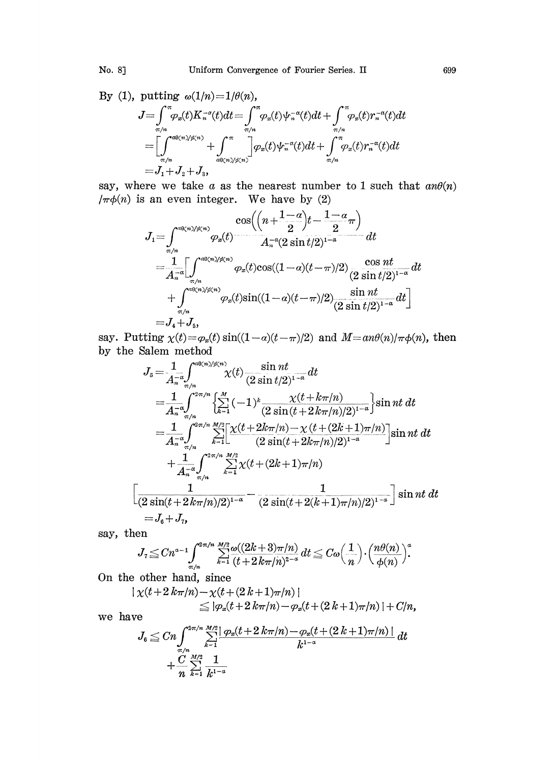By (1), putting $\omega(1/n)=1/\theta(n)$,

$$
\begin{aligned}
J&=\int_{\pi/n}^{\pi}\varphi_x(t)K_n^{-\alpha}(t)dt=\int_{\pi/n}^{\pi}\varphi_x(t)\psi_n^{-\alpha}(t)dt+\int_{\pi/n}^{\pi}\varphi_x(t)r_n^{-\alpha}(t)dt\\
&=\left[\int_{\pi/n}^{a\theta(n)/\phi(n)}+\int_{a\theta(n)/\phi(n)}^{\pi}\right]\varphi_x(t)\psi_n^{-\alpha}(t)dt+\int_{\pi/n}^{\pi}\varphi_x(t)r_n^{-\alpha}(t)dt\\
&=J_1+J_2+J_3,
\end{aligned}
$$

say, where we take $a$ as the nearest number to 1 such that $an\theta(n)/\pi\phi(n)$ is an even integer. We have by (2)

$$
\begin{aligned}
J_1&=\int_{\pi/n}^{a\theta(n)/\phi(n)}\varphi_x(t)\frac{\cos\left(\left(n+\frac{1-\alpha}{2}\right)t-\frac{1-\alpha}{2}\pi\right)}{A_n^{-\alpha}(2\sin t/2)^{1-\alpha}}dt\\
&=\frac{1}{A_n^{-\alpha}}\left[\int_{\pi/n}^{a\theta(n)/\phi(n)}\varphi_x(t)\cos((1-\alpha)(t-\pi)/2)\frac{\cos nt}{(2\sin t/2)^{1-\alpha}}dt\right.\\
&\quad\left.+\int_{\pi/n}^{a\theta(n)/\phi(n)}\varphi_x(t)\sin((1-\alpha)(t-\pi)/2)\frac{\sin nt}{(2\sin t/2)^{1-\alpha}}dt\right]\\
&=J_4+J_5,
\end{aligned}
$$

say. Putting $\chi(t)=\varphi_x(t)\sin((1-\alpha)(t-\pi)/2)$ and $M=an\theta(n)/\pi\phi(n)$, then by the Salem method

$$
\begin{aligned}
J_5&=\frac{1}{A_n^{-\alpha}}\int_{\pi/n}^{a\theta(n)/\phi(n)}\chi(t)\frac{\sin nt}{(2\sin t/2)^{1-\alpha}}dt\\
&=\frac{1}{A_n^{-\alpha}}\int_{\pi/n}^{2\pi/n}\left\{\sum_{k=1}^{M}(-1)^k\frac{\chi(t+k\pi/n)}{(2\sin(t+2k\pi/n)/2)^{1-\alpha}}\right\}\sin nt\,dt\\
&=\frac{1}{A_n^{-\alpha}}\int_{\pi/n}^{2\pi/n}\sum_{k=1}^{M/2}\left[\frac{\chi(t+2k\pi/n)-\chi(t+(2k+1)\pi/n)}{(2\sin(t+2k\pi/n)/2)^{1-\alpha}}\right]\sin nt\,dt\\
&\quad+\frac{1}{A_n^{-\alpha}}\int_{\pi/n}^{2\pi/n}\sum_{k=1}^{M/2}\chi(t+(2k+1)\pi/n)\\
&\left[\frac{1}{(2\sin(t+2k\pi/n)/2)^{1-\alpha}}-\frac{1}{(2\sin(t+2(k+1)\pi/n)/2)^{1-\alpha}}\right]\sin nt\,dt\\
&=J_6+J_7,
\end{aligned}
$$

say, then

$$
J_7\leqq Cn^{\alpha-1}\int_{\pi/n}^{2\pi/n}\sum_{k=1}^{M/2}\frac{\omega((2k+3)\pi/n)}{(t+2k\pi/n)^{2-\alpha}}dt\leqq C\omega\left(\frac{1}{n}\right)\cdot\left(\frac{n\theta(n)}{\phi(n)}\right)^{\alpha}.
$$

On the other hand, since

$$
\begin{aligned}
&|\chi(t+2k\pi/n)-\chi(t+(2k+1)\pi/n)|\\
&\qquad\leqq|\varphi_x(t+2k\pi/n)-\varphi_x(t+(2k+1)\pi/n)|+C/n,
\end{aligned}
$$

we have

$$
\begin{aligned}
J_6&\leqq Cn\int_{\pi/n}^{2\pi/n}\sum_{k=1}^{M/2}\frac{|\varphi_x(t+2k\pi/n)-\varphi_x(t+(2k+1)\pi/n)|}{k^{1-\alpha}}dt\\
&\quad+\frac{C}{n}\sum_{k=1}^{M/2}\frac{1}{k^{1-\alpha}}
\end{aligned}
$$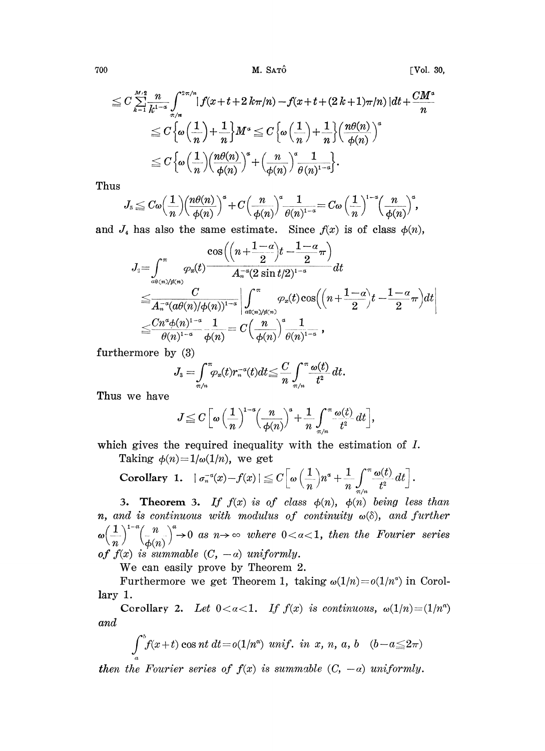$$\leq C\sum_{k=1}^{M/2}\frac{n}{k^{1-\alpha}}\int_{\pi/n}^{2\pi/n}|f(x+t+2k\pi/n)-f(x+t+(2k+1)\pi/n)|dt+\frac{CM^\alpha}{n}$$

$$\leq C\left\{\omega\left(\frac{1}{n}\right)+\frac{1}{n}\right\}M^\alpha \leq C\left\{\omega\left(\frac{1}{n}\right)+\frac{1}{n}\right\}\left(\frac{n\theta(n)}{\phi(n)}\right)^\alpha$$

$$\leq C\left\{\omega\left(\frac{1}{n}\right)\left(\frac{n\theta(n)}{\phi(n)}\right)^\alpha+\left(\frac{n}{\phi(n)}\right)^\alpha\frac{1}{\theta(n)^{1-\alpha}}\right\}.$$

Thus

$$J_5 \leq C\omega\left(\frac{1}{n}\right)\left(\frac{n\theta(n)}{\phi(n)}\right)^\alpha + C\left(\frac{n}{\phi(n)}\right)^\alpha\frac{1}{\theta(n)^{1-\alpha}} = C\omega\left(\frac{1}{n}\right)^{1-\alpha}\left(\frac{n}{\phi(n)}\right)^\alpha,$$

and $J_4$ has also the same estimate. Since $f(x)$ is of class $\phi(n)$,

$$J_2 = \int_{a\theta(n)/\phi(n)}^{\pi}\varphi_x(t)\frac{\cos\left(\left(n+\frac{1-\alpha}{2}\right)t-\frac{1-\alpha}{2}\pi\right)}{A_n^{-\alpha}(2\sin t/2)^{1-\alpha}}dt$$

$$\leq \frac{C}{A_n^{-\alpha}(a\theta(n)/\phi(n))^{1-\alpha}}\left|\int_{a\theta(n)/\phi(n)}^{\pi}\varphi_x(t)\cos\left(\left(n+\frac{1-\alpha}{2}\right)t-\frac{1-\alpha}{2}\pi\right)dt\right|$$

$$\leq \frac{Cn^\alpha\phi(n)^{1-\alpha}}{\theta(n)^{1-\alpha}}\frac{1}{\phi(n)} = C\left(\frac{n}{\phi(n)}\right)^\alpha\frac{1}{\theta(n)^{1-\alpha}},$$

furthermore by (3)

$$J_3 = \int_{\pi/n}^{\pi}\varphi_x(t)r_n^{-\alpha}(t)dt \leq \frac{C}{n}\int_{\pi/n}^{\pi}\frac{\omega(t)}{t^2}dt.$$

Thus we have

$$J \leq C\left[\omega\left(\frac{1}{n}\right)^{1-\alpha}\left(\frac{n}{\phi(n)}\right)^\alpha+\frac{1}{n}\int_{\pi/n}^{\pi}\frac{\omega(t)}{t^2}dt\right],$$

which gives the required inequality with the estimation of $I$.

Taking $\phi(n)=1/\omega(1/n)$, we get

**Corollary 1.** $|\sigma_n^{-\alpha}(x)-f(x)| \leq C\left[\omega\left(\frac{1}{n}\right)n^\alpha+\frac{1}{n}\int_{\pi/n}^{\pi}\frac{\omega(t)}{t^2}dt\right].$

3. **Theorem 3.** *If $f(x)$ is of class $\phi(n)$, $\phi(n)$ being less than $n$, and is continuous with modulus of continuity $\omega(\delta)$, and further $\omega\left(\frac{1}{n}\right)^{1-\alpha}\left(\frac{n}{\phi(n)}\right)^\alpha \to 0$ as $n\to\infty$ where $0<\alpha<1$, then the Fourier series of $f(x)$ is summable $(C, -\alpha)$ uniformly.*

We can easily prove by Theorem 2.

Furthermore we get Theorem 1, taking $\omega(1/n)=o(1/n^\alpha)$ in Corollary 1.

**Corollary 2.** *Let $0<\alpha<1$. If $f(x)$ is continuous, $\omega(1/n)=(1/n^\alpha)$ and*

$$\int_a^b f(x+t)\cos nt\, dt = o(1/n^\alpha) \text{ unif. in } x, n, a, b \quad (b-a\leq 2\pi)$$

*then the Fourier series of $f(x)$ is summable $(C, -\alpha)$ uniformly.*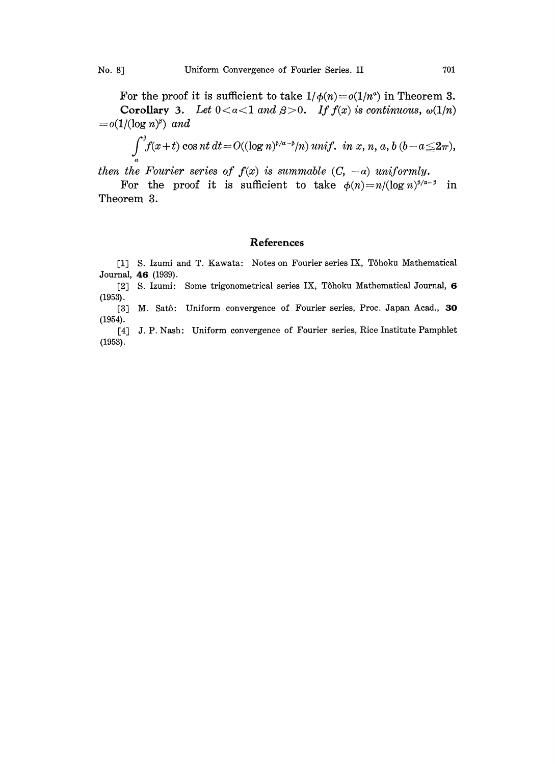For the proof it is sufficient to take $1/\phi(n)=o(1/n^{\alpha})$ in Theorem 3.

**Corollary 3.** *Let $0<\alpha<1$ and $\beta>0$. If $f(x)$ is continuous, $\omega(1/n)=o(1/(\log n)^{\beta})$ and*

$$\int_{a}^{\beta} f(x+t)\cos nt\,dt=O((\log n)^{\beta/\alpha-\beta}/n)\ \textit{unif. in } x, n, a, b\ (b-a\leqq 2\pi),$$

*then the Fourier series of $f(x)$ is summable $(C, -\alpha)$ uniformly.*

For the proof it is sufficient to take $\phi(n)=n/(\log n)^{\beta/\alpha-\beta}$ in Theorem 3.

## References

[1] S. Izumi and T. Kawata: Notes on Fourier series IX, Tôhoku Mathematical Journal, **46** (1939).

[2] S. Izumi: Some trigonometrical series IX, Tôhoku Mathematical Journal, **6** (1953).

[3] M. Satô: Uniform convergence of Fourier series, Proc. Japan Acad., **30** (1954).

[4] J. P. Nash: Uniform convergence of Fourier series, Rice Institute Pamphlet (1953).